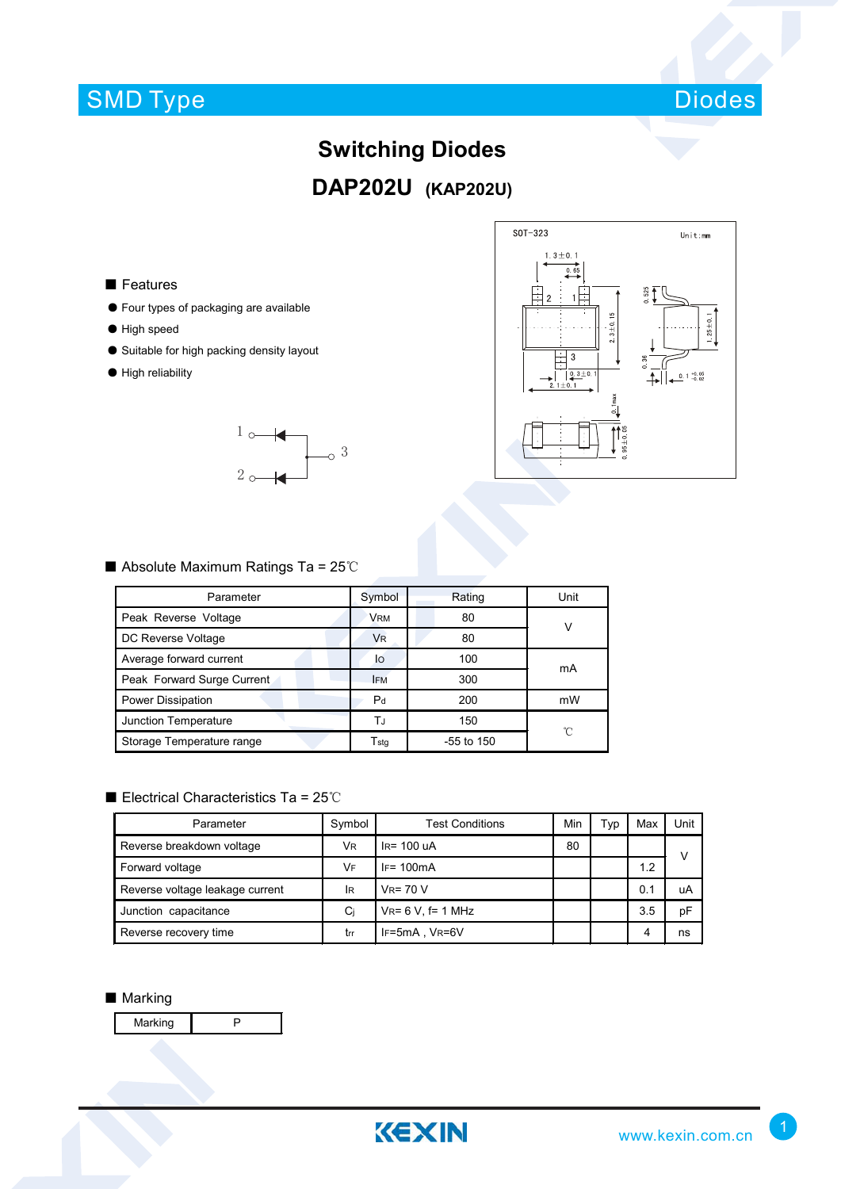# Switching Diodes

## DAP202U (KAP202U)

### ■ Features

- Four types of packaging are available
- High speed
- Suitable for high packing density layout
- High reliability

### ■ Absolute Maximum Ratings Ta = 25℃

| Parameter | Symbol | Rating | Unit |
|---|---|---|---|
| Peak Reverse Voltage | $V_{RM}$ | 80 | V |
| DC Reverse Voltage | $V_R$ | 80 | |
| Average forward current | $I_O$ | 100 | mA |
| Peak Forward Surge Current | $I_{FM}$ | 300 | |
| Power Dissipation | $P_d$ | 200 | mW |
| Junction Temperature | $T_J$ | 150 | ℃ |
| Storage Temperature range | $T_{stg}$ | -55 to 150 | |

### ■ Electrical Characteristics Ta = 25℃

| Parameter | Symbol | Test Conditions | Min | Typ | Max | Unit |
|---|---|---|---|---|---|---|
| Reverse breakdown voltage | $V_R$ | $I_R$= 100 uA | 80 | | | V |
| Forward voltage | $V_F$ | $I_F$= 100mA | | | 1.2 | |
| Reverse voltage leakage current | $I_R$ | $V_R$= 70 V | | | 0.1 | uA |
| Junction capacitance | $C_j$ | $V_R$= 6 V, f= 1 MHz | | | 3.5 | pF |
| Reverse recovery time | $t_{rr}$ | $I_F$=5mA , $V_R$=6V | | | 4 | ns |

### ■ Marking

| Marking | P |
|---|---|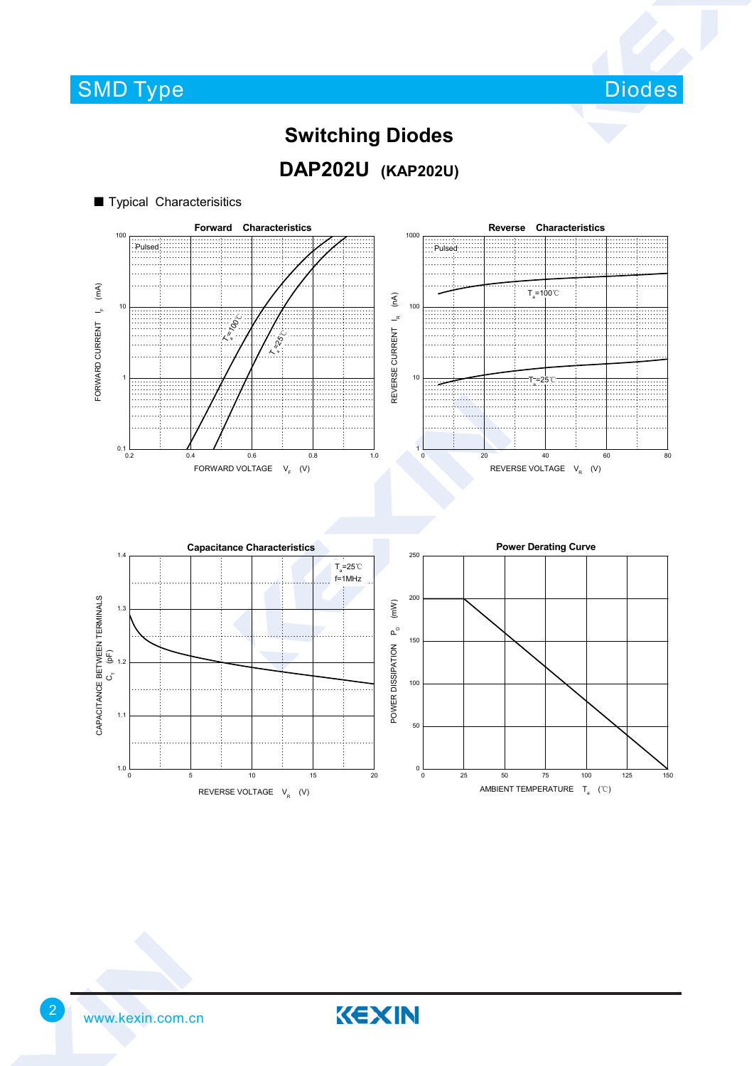# Switching Diodes

## DAP202U (KAP202U)

■ Typical Characterisitics

**Forward Characteristics**

Pulsed

FORWARD CURRENT $I_F$ (mA)

100
10
1
0.1

$T_a$=100℃
$T_a$=25℃

0.2 0.4 0.6 0.8 1.0

FORWARD VOLTAGE $V_F$ (V)

**Reverse Characteristics**

Pulsed

REVERSE CURRENT $I_R$ (nA)

1000
100
10
1

$T_a$=100℃
$T_a$=25℃

0 20 40 60 80

REVERSE VOLTAGE $V_R$ (V)

**Capacitance Characteristics**

$T_a$=25℃
f=1MHz

CAPACITANCE BETWEEN TERMINALS $C_T$ (pF)

1.4
1.3
1.2
1.1
1.0

0 5 10 15 20

REVERSE VOLTAGE $V_R$ (V)

**Power Derating Curve**

POWER DISSIPATION $P_D$ (mW)

250
200
150
100
50
0

0 25 50 75 100 125 150

AMBIENT TEMPERATURE $T_a$ (℃)